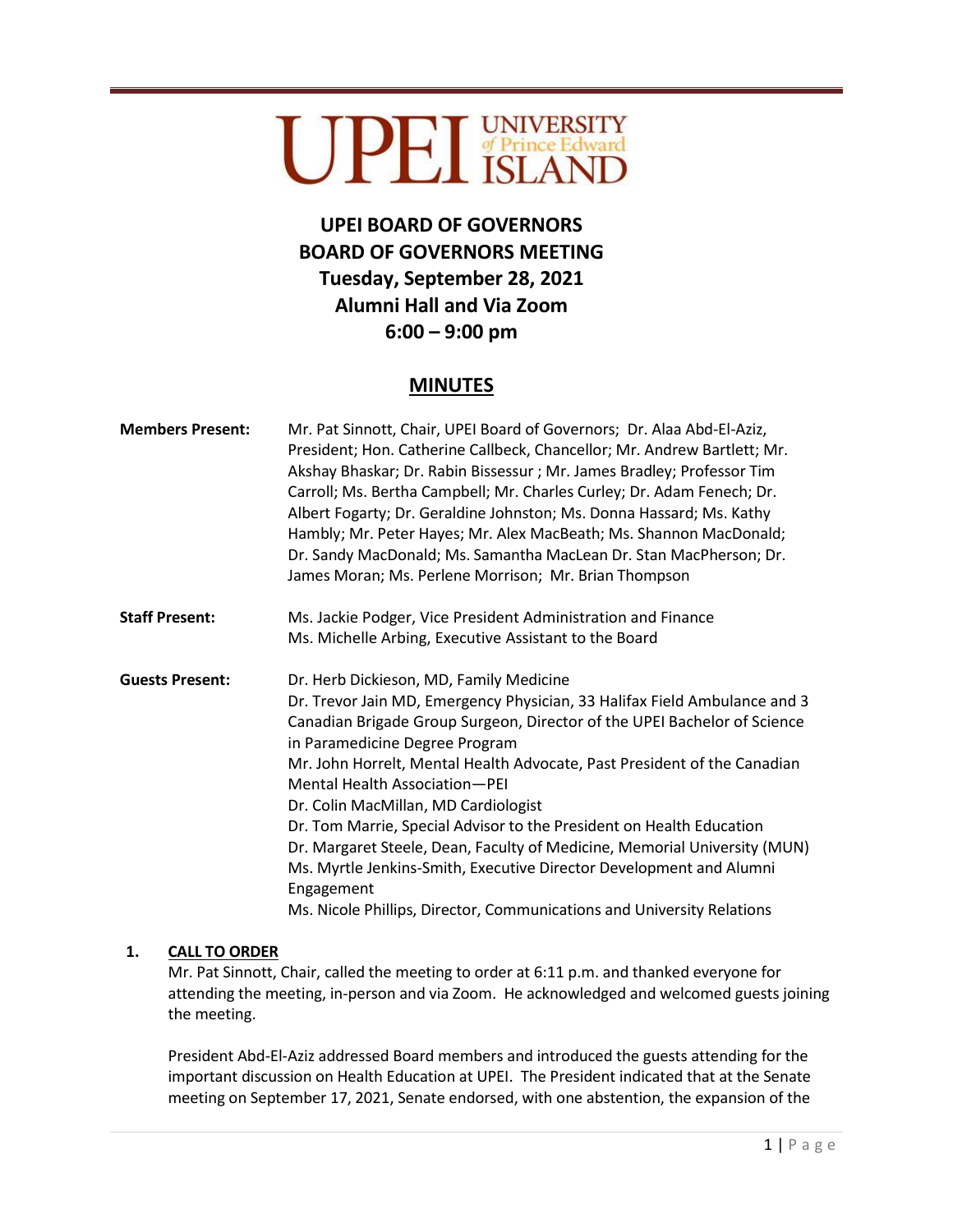UPEI UNIVERSITY of Prince Edward ISLAND

# UPEI BOARD OF GOVERNORS
# BOARD OF GOVERNORS MEETING
# Tuesday, September 28, 2021
# Alumni Hall and Via Zoom
# 6:00 – 9:00 pm

## MINUTES

**Members Present:** Mr. Pat Sinnott, Chair, UPEI Board of Governors; Dr. Alaa Abd-El-Aziz, President; Hon. Catherine Callbeck, Chancellor; Mr. Andrew Bartlett; Mr. Akshay Bhaskar; Dr. Rabin Bissessur ; Mr. James Bradley; Professor Tim Carroll; Ms. Bertha Campbell; Mr. Charles Curley; Dr. Adam Fenech; Dr. Albert Fogarty; Dr. Geraldine Johnston; Ms. Donna Hassard; Ms. Kathy Hambly; Mr. Peter Hayes; Mr. Alex MacBeath; Ms. Shannon MacDonald; Dr. Sandy MacDonald; Ms. Samantha MacLean Dr. Stan MacPherson; Dr. James Moran; Ms. Perlene Morrison; Mr. Brian Thompson

**Staff Present:** Ms. Jackie Podger, Vice President Administration and Finance
Ms. Michelle Arbing, Executive Assistant to the Board

**Guests Present:** Dr. Herb Dickieson, MD, Family Medicine
Dr. Trevor Jain MD, Emergency Physician, 33 Halifax Field Ambulance and 3 Canadian Brigade Group Surgeon, Director of the UPEI Bachelor of Science in Paramedicine Degree Program
Mr. John Horrelt, Mental Health Advocate, Past President of the Canadian Mental Health Association—PEI
Dr. Colin MacMillan, MD Cardiologist
Dr. Tom Marrie, Special Advisor to the President on Health Education
Dr. Margaret Steele, Dean, Faculty of Medicine, Memorial University (MUN)
Ms. Myrtle Jenkins-Smith, Executive Director Development and Alumni Engagement
Ms. Nicole Phillips, Director, Communications and University Relations

**1. CALL TO ORDER**

Mr. Pat Sinnott, Chair, called the meeting to order at 6:11 p.m. and thanked everyone for attending the meeting, in-person and via Zoom. He acknowledged and welcomed guests joining the meeting.

President Abd-El-Aziz addressed Board members and introduced the guests attending for the important discussion on Health Education at UPEI. The President indicated that at the Senate meeting on September 17, 2021, Senate endorsed, with one abstention, the expansion of the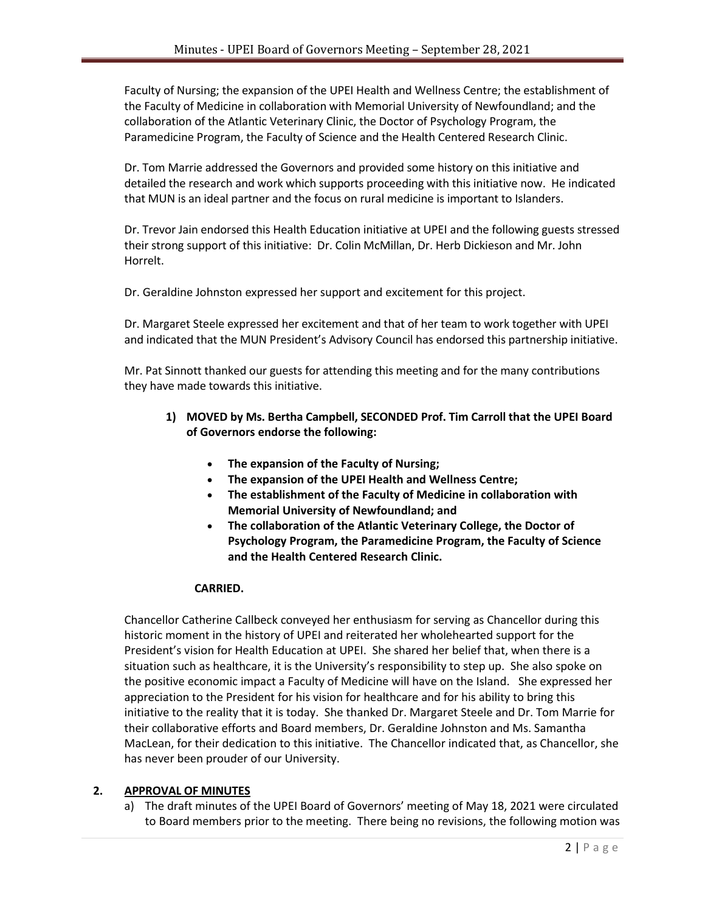Faculty of Nursing; the expansion of the UPEI Health and Wellness Centre; the establishment of the Faculty of Medicine in collaboration with Memorial University of Newfoundland; and the collaboration of the Atlantic Veterinary Clinic, the Doctor of Psychology Program, the Paramedicine Program, the Faculty of Science and the Health Centered Research Clinic.

Dr. Tom Marrie addressed the Governors and provided some history on this initiative and detailed the research and work which supports proceeding with this initiative now. He indicated that MUN is an ideal partner and the focus on rural medicine is important to Islanders.

Dr. Trevor Jain endorsed this Health Education initiative at UPEI and the following guests stressed their strong support of this initiative: Dr. Colin McMillan, Dr. Herb Dickieson and Mr. John Horrelt.

Dr. Geraldine Johnston expressed her support and excitement for this project.

Dr. Margaret Steele expressed her excitement and that of her team to work together with UPEI and indicated that the MUN President's Advisory Council has endorsed this partnership initiative.

Mr. Pat Sinnott thanked our guests for attending this meeting and for the many contributions they have made towards this initiative.

1) **MOVED by Ms. Bertha Campbell, SECONDED Prof. Tim Carroll that the UPEI Board of Governors endorse the following:**

   - **The expansion of the Faculty of Nursing;**
   - **The expansion of the UPEI Health and Wellness Centre;**
   - **The establishment of the Faculty of Medicine in collaboration with Memorial University of Newfoundland; and**
   - **The collaboration of the Atlantic Veterinary College, the Doctor of Psychology Program, the Paramedicine Program, the Faculty of Science and the Health Centered Research Clinic.**

   **CARRIED.**

Chancellor Catherine Callbeck conveyed her enthusiasm for serving as Chancellor during this historic moment in the history of UPEI and reiterated her wholehearted support for the President's vision for Health Education at UPEI. She shared her belief that, when there is a situation such as healthcare, it is the University's responsibility to step up. She also spoke on the positive economic impact a Faculty of Medicine will have on the Island. She expressed her appreciation to the President for his vision for healthcare and for his ability to bring this initiative to the reality that it is today. She thanked Dr. Margaret Steele and Dr. Tom Marrie for their collaborative efforts and Board members, Dr. Geraldine Johnston and Ms. Samantha MacLean, for their dedication to this initiative. The Chancellor indicated that, as Chancellor, she has never been prouder of our University.

## 2. APPROVAL OF MINUTES

a) The draft minutes of the UPEI Board of Governors' meeting of May 18, 2021 were circulated to Board members prior to the meeting. There being no revisions, the following motion was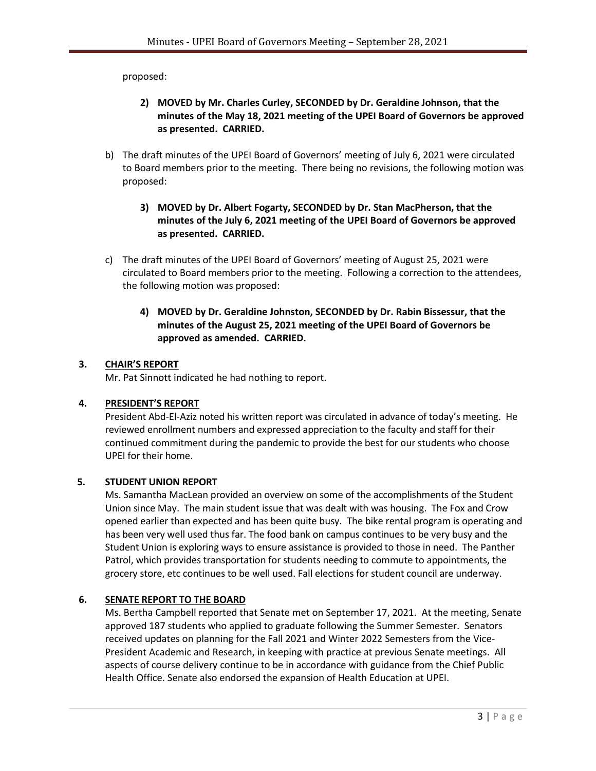proposed:

**2) MOVED by Mr. Charles Curley, SECONDED by Dr. Geraldine Johnson, that the minutes of the May 18, 2021 meeting of the UPEI Board of Governors be approved as presented. CARRIED.**

b) The draft minutes of the UPEI Board of Governors' meeting of July 6, 2021 were circulated to Board members prior to the meeting. There being no revisions, the following motion was proposed:

**3) MOVED by Dr. Albert Fogarty, SECONDED by Dr. Stan MacPherson, that the minutes of the July 6, 2021 meeting of the UPEI Board of Governors be approved as presented. CARRIED.**

c) The draft minutes of the UPEI Board of Governors' meeting of August 25, 2021 were circulated to Board members prior to the meeting. Following a correction to the attendees, the following motion was proposed:

**4) MOVED by Dr. Geraldine Johnston, SECONDED by Dr. Rabin Bissessur, that the minutes of the August 25, 2021 meeting of the UPEI Board of Governors be approved as amended. CARRIED.**

## 3. CHAIR'S REPORT

Mr. Pat Sinnott indicated he had nothing to report.

## 4. PRESIDENT'S REPORT

President Abd-El-Aziz noted his written report was circulated in advance of today's meeting. He reviewed enrollment numbers and expressed appreciation to the faculty and staff for their continued commitment during the pandemic to provide the best for our students who choose UPEI for their home.

## 5. STUDENT UNION REPORT

Ms. Samantha MacLean provided an overview on some of the accomplishments of the Student Union since May. The main student issue that was dealt with was housing. The Fox and Crow opened earlier than expected and has been quite busy. The bike rental program is operating and has been very well used thus far. The food bank on campus continues to be very busy and the Student Union is exploring ways to ensure assistance is provided to those in need. The Panther Patrol, which provides transportation for students needing to commute to appointments, the grocery store, etc continues to be well used. Fall elections for student council are underway.

## 6. SENATE REPORT TO THE BOARD

Ms. Bertha Campbell reported that Senate met on September 17, 2021. At the meeting, Senate approved 187 students who applied to graduate following the Summer Semester. Senators received updates on planning for the Fall 2021 and Winter 2022 Semesters from the Vice-President Academic and Research, in keeping with practice at previous Senate meetings. All aspects of course delivery continue to be in accordance with guidance from the Chief Public Health Office. Senate also endorsed the expansion of Health Education at UPEI.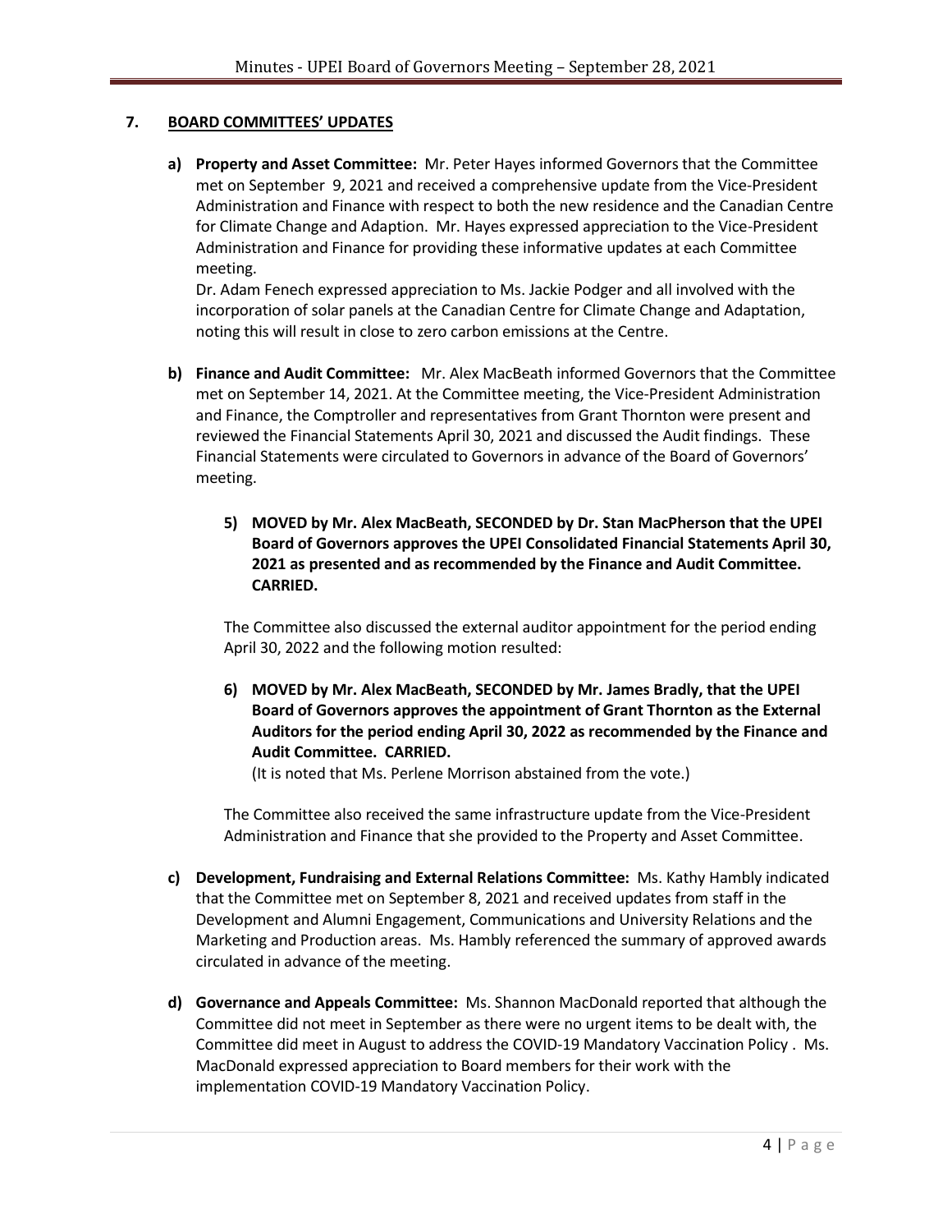## 7. BOARD COMMITTEES' UPDATES

**a) Property and Asset Committee:** Mr. Peter Hayes informed Governors that the Committee met on September 9, 2021 and received a comprehensive update from the Vice-President Administration and Finance with respect to both the new residence and the Canadian Centre for Climate Change and Adaption. Mr. Hayes expressed appreciation to the Vice-President Administration and Finance for providing these informative updates at each Committee meeting.

Dr. Adam Fenech expressed appreciation to Ms. Jackie Podger and all involved with the incorporation of solar panels at the Canadian Centre for Climate Change and Adaptation, noting this will result in close to zero carbon emissions at the Centre.

**b) Finance and Audit Committee:** Mr. Alex MacBeath informed Governors that the Committee met on September 14, 2021. At the Committee meeting, the Vice-President Administration and Finance, the Comptroller and representatives from Grant Thornton were present and reviewed the Financial Statements April 30, 2021 and discussed the Audit findings. These Financial Statements were circulated to Governors in advance of the Board of Governors' meeting.

**5) MOVED by Mr. Alex MacBeath, SECONDED by Dr. Stan MacPherson that the UPEI Board of Governors approves the UPEI Consolidated Financial Statements April 30, 2021 as presented and as recommended by the Finance and Audit Committee. CARRIED.**

The Committee also discussed the external auditor appointment for the period ending April 30, 2022 and the following motion resulted:

**6) MOVED by Mr. Alex MacBeath, SECONDED by Mr. James Bradly, that the UPEI Board of Governors approves the appointment of Grant Thornton as the External Auditors for the period ending April 30, 2022 as recommended by the Finance and Audit Committee. CARRIED.**

(It is noted that Ms. Perlene Morrison abstained from the vote.)

The Committee also received the same infrastructure update from the Vice-President Administration and Finance that she provided to the Property and Asset Committee.

**c) Development, Fundraising and External Relations Committee:** Ms. Kathy Hambly indicated that the Committee met on September 8, 2021 and received updates from staff in the Development and Alumni Engagement, Communications and University Relations and the Marketing and Production areas. Ms. Hambly referenced the summary of approved awards circulated in advance of the meeting.

**d) Governance and Appeals Committee:** Ms. Shannon MacDonald reported that although the Committee did not meet in September as there were no urgent items to be dealt with, the Committee did meet in August to address the COVID-19 Mandatory Vaccination Policy . Ms. MacDonald expressed appreciation to Board members for their work with the implementation COVID-19 Mandatory Vaccination Policy.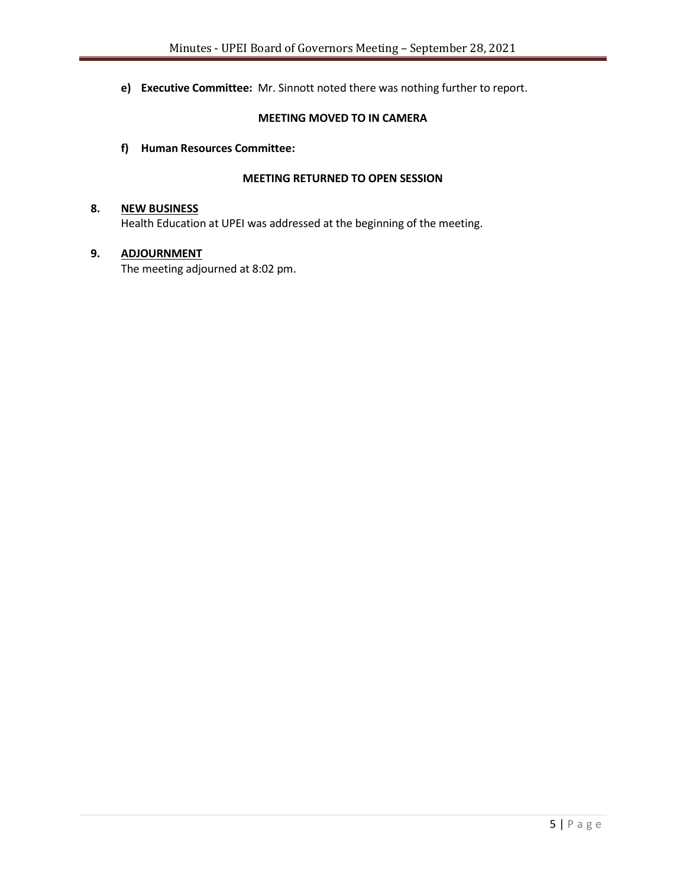**e) Executive Committee:** Mr. Sinnott noted there was nothing further to report.

**MEETING MOVED TO IN CAMERA**

**f) Human Resources Committee:**

**MEETING RETURNED TO OPEN SESSION**

## 8. NEW BUSINESS

Health Education at UPEI was addressed at the beginning of the meeting.

## 9. ADJOURNMENT

The meeting adjourned at 8:02 pm.